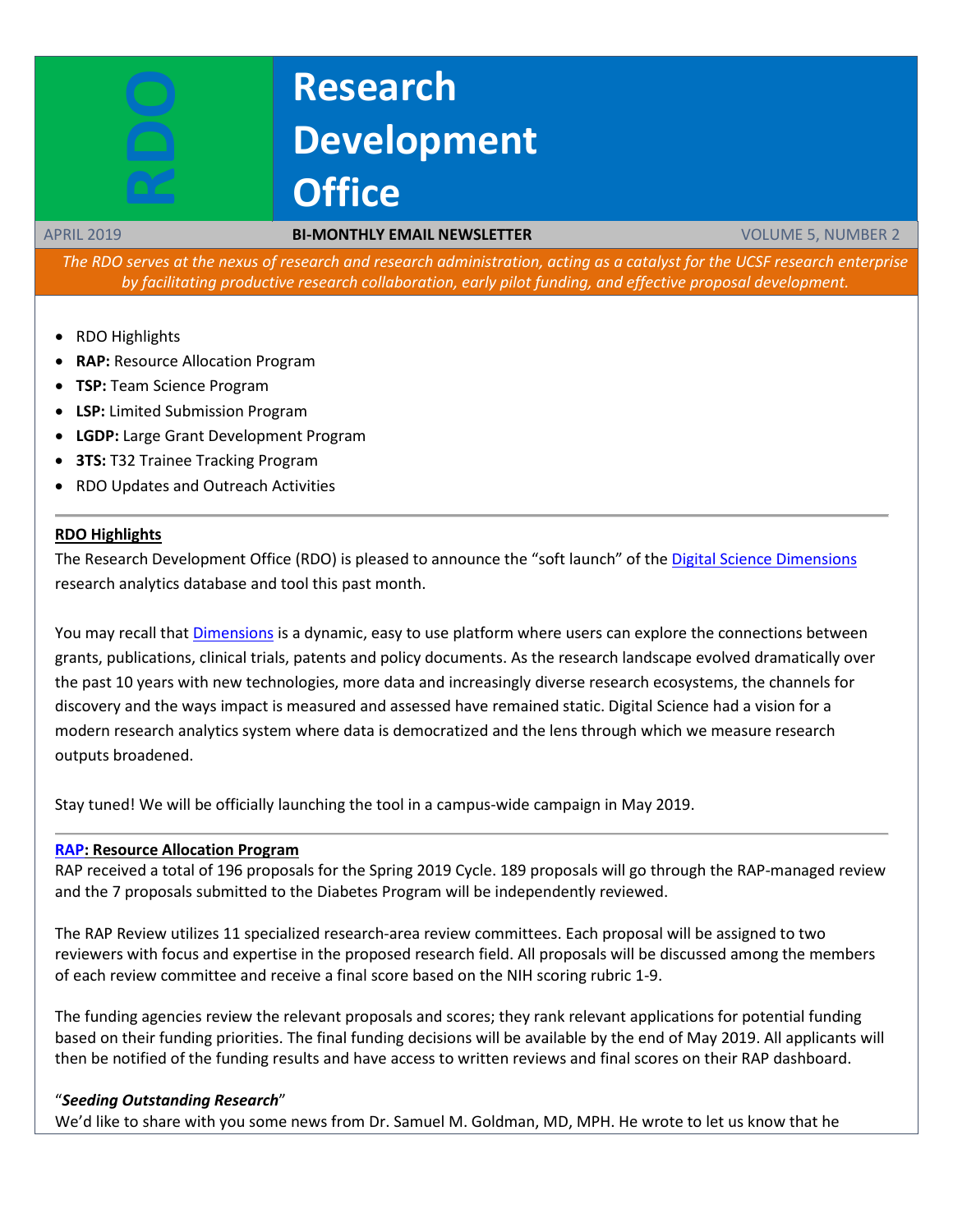# RDO Research Development Office

APRIL 2019 | **BI-MONTHLY EMAIL NEWSLETTER** | VOLUME 5, NUMBER 2

*The RDO serves at the nexus of research and research administration, acting as a catalyst for the UCSF research enterprise by facilitating productive research collaboration, early pilot funding, and effective proposal development.*

- RDO Highlights
- **RAP:** Resource Allocation Program
- **TSP:** Team Science Program
- **LSP:** Limited Submission Program
- **LGDP:** Large Grant Development Program
- **3TS:** T32 Trainee Tracking Program
- RDO Updates and Outreach Activities

---

## RDO Highlights

The Research Development Office (RDO) is pleased to announce the "soft launch" of the Digital Science Dimensions research analytics database and tool this past month.

You may recall that Dimensions is a dynamic, easy to use platform where users can explore the connections between grants, publications, clinical trials, patents and policy documents. As the research landscape evolved dramatically over the past 10 years with new technologies, more data and increasingly diverse research ecosystems, the channels for discovery and the ways impact is measured and assessed have remained static. Digital Science had a vision for a modern research analytics system where data is democratized and the lens through which we measure research outputs broadened.

Stay tuned! We will be officially launching the tool in a campus-wide campaign in May 2019.

---

## RAP: Resource Allocation Program

RAP received a total of 196 proposals for the Spring 2019 Cycle. 189 proposals will go through the RAP-managed review and the 7 proposals submitted to the Diabetes Program will be independently reviewed.

The RAP Review utilizes 11 specialized research-area review committees. Each proposal will be assigned to two reviewers with focus and expertise in the proposed research field. All proposals will be discussed among the members of each review committee and receive a final score based on the NIH scoring rubric 1-9.

The funding agencies review the relevant proposals and scores; they rank relevant applications for potential funding based on their funding priorities. The final funding decisions will be available by the end of May 2019. All applicants will then be notified of the funding results and have access to written reviews and final scores on their RAP dashboard.

### "*Seeding Outstanding Research*"

We'd like to share with you some news from Dr. Samuel M. Goldman, MD, MPH. He wrote to let us know that he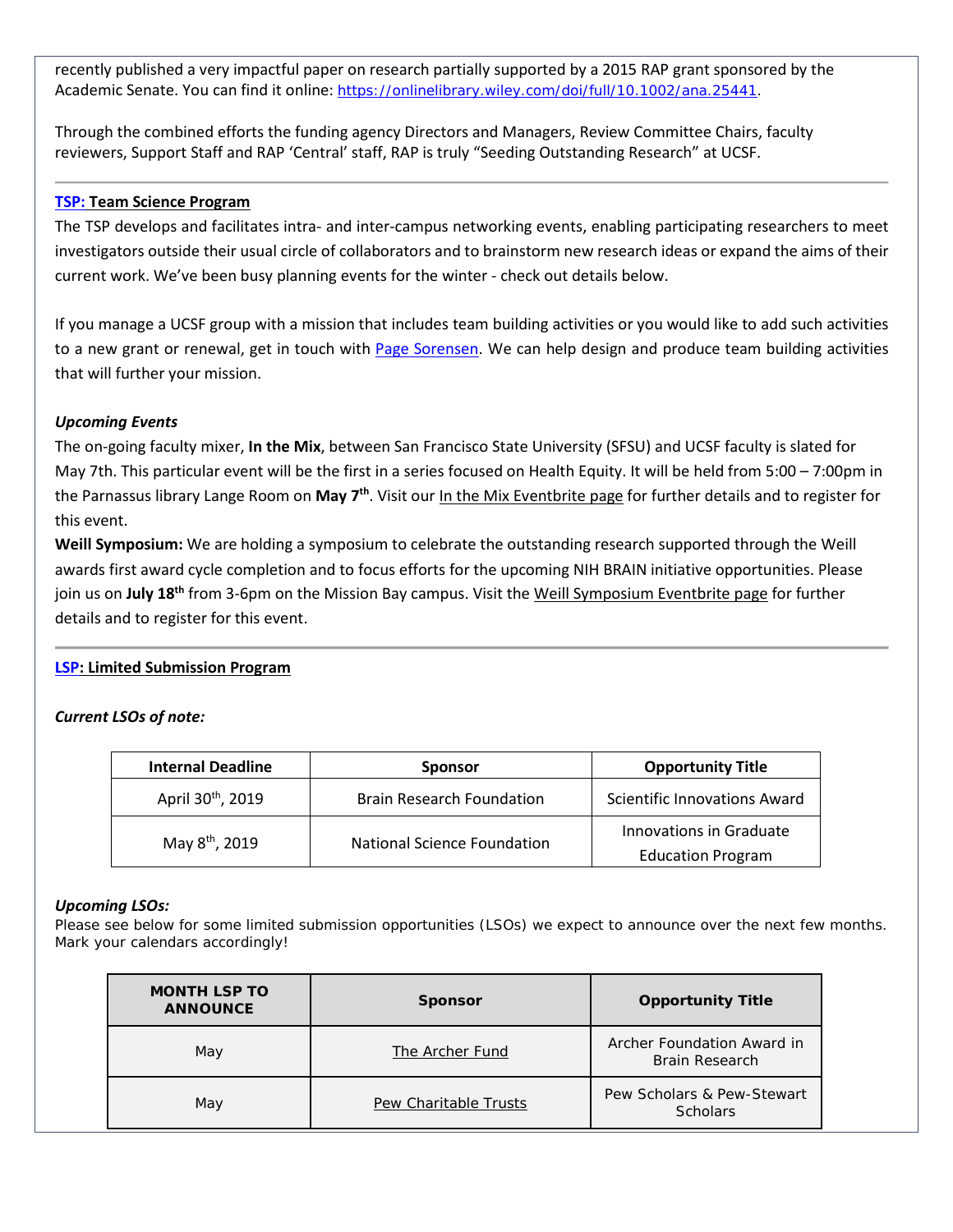recently published a very impactful paper on research partially supported by a 2015 RAP grant sponsored by the Academic Senate. You can find it online: https://onlinelibrary.wiley.com/doi/full/10.1002/ana.25441.

Through the combined efforts the funding agency Directors and Managers, Review Committee Chairs, faculty reviewers, Support Staff and RAP 'Central' staff, RAP is truly "Seeding Outstanding Research" at UCSF.

---

## TSP: Team Science Program

The TSP develops and facilitates intra- and inter-campus networking events, enabling participating researchers to meet investigators outside their usual circle of collaborators and to brainstorm new research ideas or expand the aims of their current work. We've been busy planning events for the winter - check out details below.

If you manage a UCSF group with a mission that includes team building activities or you would like to add such activities to a new grant or renewal, get in touch with Page Sorensen. We can help design and produce team building activities that will further your mission.

### *Upcoming Events*

The on-going faculty mixer, **In the Mix**, between San Francisco State University (SFSU) and UCSF faculty is slated for May 7th. This particular event will be the first in a series focused on Health Equity. It will be held from 5:00 – 7:00pm in the Parnassus library Lange Room on **May 7th**. Visit our In the Mix Eventbrite page for further details and to register for this event.

**Weill Symposium:** We are holding a symposium to celebrate the outstanding research supported through the Weill awards first award cycle completion and to focus efforts for the upcoming NIH BRAIN initiative opportunities. Please join us on **July 18th** from 3-6pm on the Mission Bay campus. Visit the Weill Symposium Eventbrite page for further details and to register for this event.

---

## LSP: Limited Submission Program

### *Current LSOs of note:*

| Internal Deadline | Sponsor | Opportunity Title |
|---|---|---|
| April 30th, 2019 | Brain Research Foundation | Scientific Innovations Award |
| May 8th, 2019 | National Science Foundation | Innovations in Graduate Education Program |

### *Upcoming LSOs:*

Please see below for some limited submission opportunities (LSOs) we expect to announce over the next few months. Mark your calendars accordingly!

| MONTH LSP TO ANNOUNCE | Sponsor | Opportunity Title |
|---|---|---|
| May | The Archer Fund | Archer Foundation Award in Brain Research |
| May | Pew Charitable Trusts | Pew Scholars & Pew-Stewart Scholars |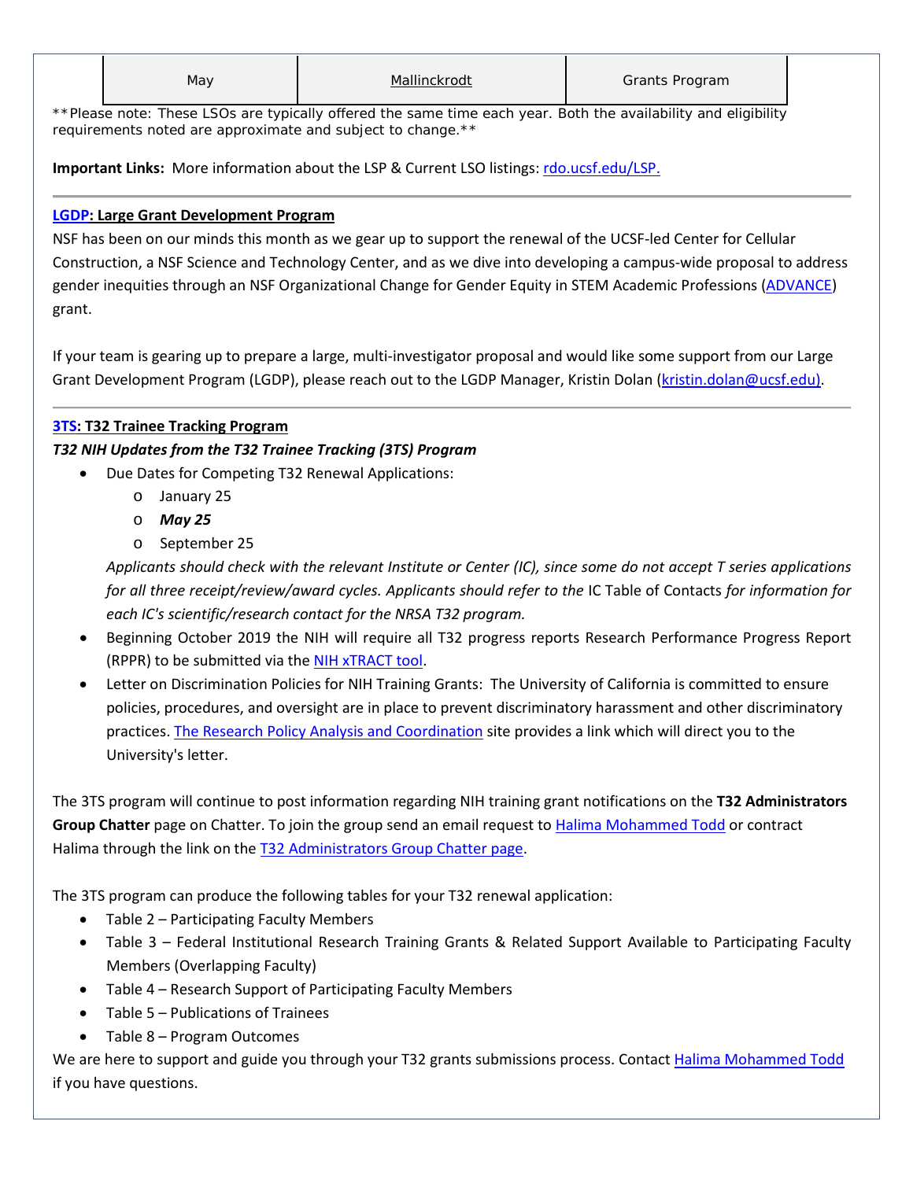| May | Mallinckrodt | Grants Program |
|---|---|---|

**Please note: These LSOs are typically offered the same time each year. Both the availability and eligibility requirements noted are approximate and subject to change.**

**Important Links:** More information about the LSP & Current LSO listings: rdo.ucsf.edu/LSP.

---

## LGDP: Large Grant Development Program

NSF has been on our minds this month as we gear up to support the renewal of the UCSF-led Center for Cellular Construction, a NSF Science and Technology Center, and as we dive into developing a campus-wide proposal to address gender inequities through an NSF Organizational Change for Gender Equity in STEM Academic Professions (ADVANCE) grant.

If your team is gearing up to prepare a large, multi-investigator proposal and would like some support from our Large Grant Development Program (LGDP), please reach out to the LGDP Manager, Kristin Dolan (kristin.dolan@ucsf.edu).

---

## 3TS: T32 Trainee Tracking Program

***T32 NIH Updates from the T32 Trainee Tracking (3TS) Program***

- Due Dates for Competing T32 Renewal Applications:
  - January 25
  - ***May 25***
  - September 25

  *Applicants should check with the relevant Institute or Center (IC), since some do not accept T series applications for all three receipt/review/award cycles. Applicants should refer to the* IC Table of Contacts *for information for each IC's scientific/research contact for the NRSA T32 program.*
- Beginning October 2019 the NIH will require all T32 progress reports Research Performance Progress Report (RPPR) to be submitted via the NIH xTRACT tool.
- Letter on Discrimination Policies for NIH Training Grants: The University of California is committed to ensure policies, procedures, and oversight are in place to prevent discriminatory harassment and other discriminatory practices. The Research Policy Analysis and Coordination site provides a link which will direct you to the University's letter.

The 3TS program will continue to post information regarding NIH training grant notifications on the **T32 Administrators Group Chatter** page on Chatter. To join the group send an email request to Halima Mohammed Todd or contract Halima through the link on the T32 Administrators Group Chatter page.

The 3TS program can produce the following tables for your T32 renewal application:

- Table 2 – Participating Faculty Members
- Table 3 – Federal Institutional Research Training Grants & Related Support Available to Participating Faculty Members (Overlapping Faculty)
- Table 4 – Research Support of Participating Faculty Members
- Table 5 – Publications of Trainees
- Table 8 – Program Outcomes

We are here to support and guide you through your T32 grants submissions process. Contact Halima Mohammed Todd if you have questions.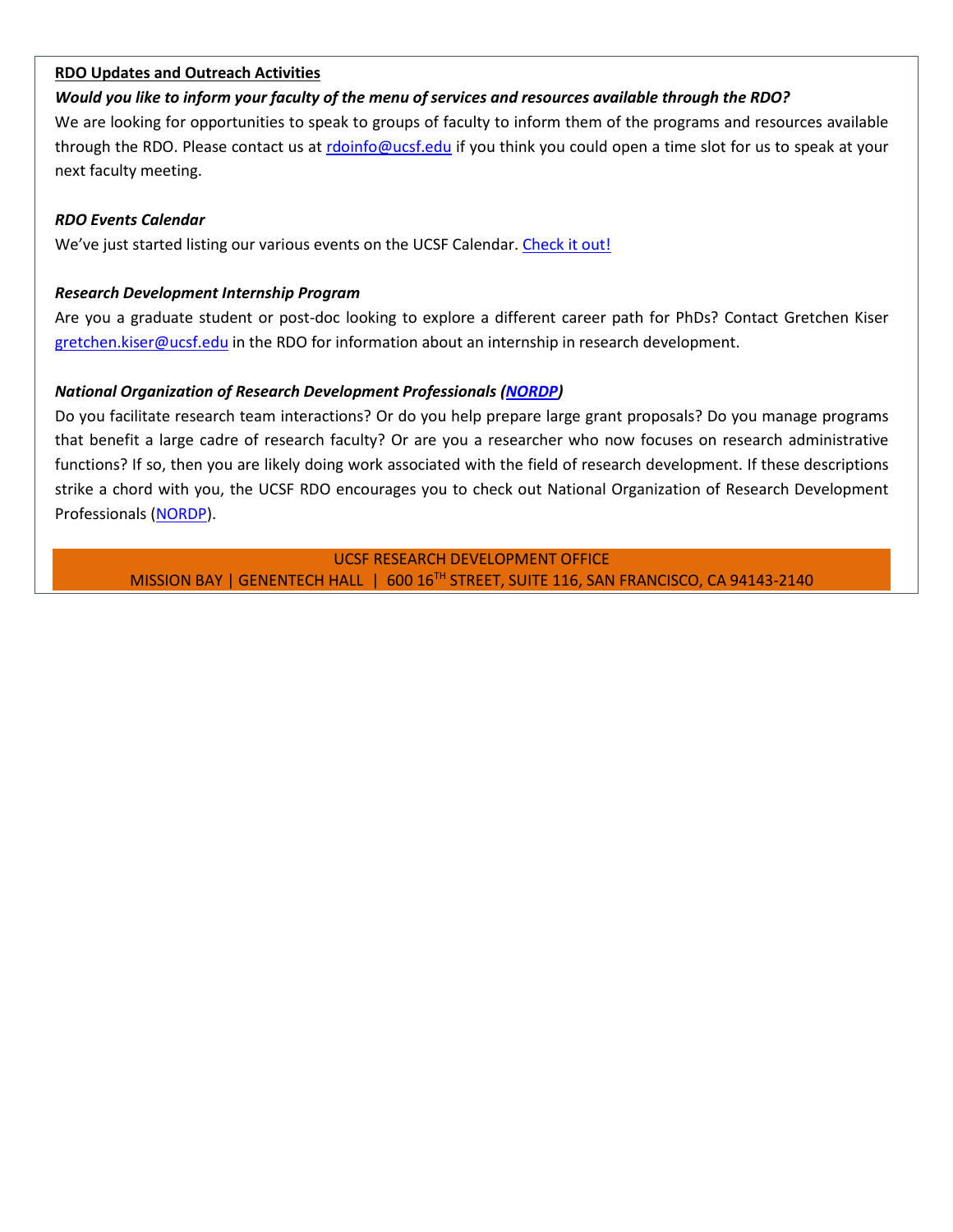**RDO Updates and Outreach Activities**

***Would you like to inform your faculty of the menu of services and resources available through the RDO?***

We are looking for opportunities to speak to groups of faculty to inform them of the programs and resources available through the RDO. Please contact us at rdoinfo@ucsf.edu if you think you could open a time slot for us to speak at your next faculty meeting.

***RDO Events Calendar***

We've just started listing our various events on the UCSF Calendar. Check it out!

***Research Development Internship Program***

Are you a graduate student or post-doc looking to explore a different career path for PhDs? Contact Gretchen Kiser gretchen.kiser@ucsf.edu in the RDO for information about an internship in research development.

***National Organization of Research Development Professionals (NORDP)***

Do you facilitate research team interactions? Or do you help prepare large grant proposals? Do you manage programs that benefit a large cadre of research faculty? Or are you a researcher who now focuses on research administrative functions? If so, then you are likely doing work associated with the field of research development. If these descriptions strike a chord with you, the UCSF RDO encourages you to check out National Organization of Research Development Professionals (NORDP).

UCSF RESEARCH DEVELOPMENT OFFICE
MISSION BAY | GENENTECH HALL | 600 16TH STREET, SUITE 116, SAN FRANCISCO, CA 94143-2140